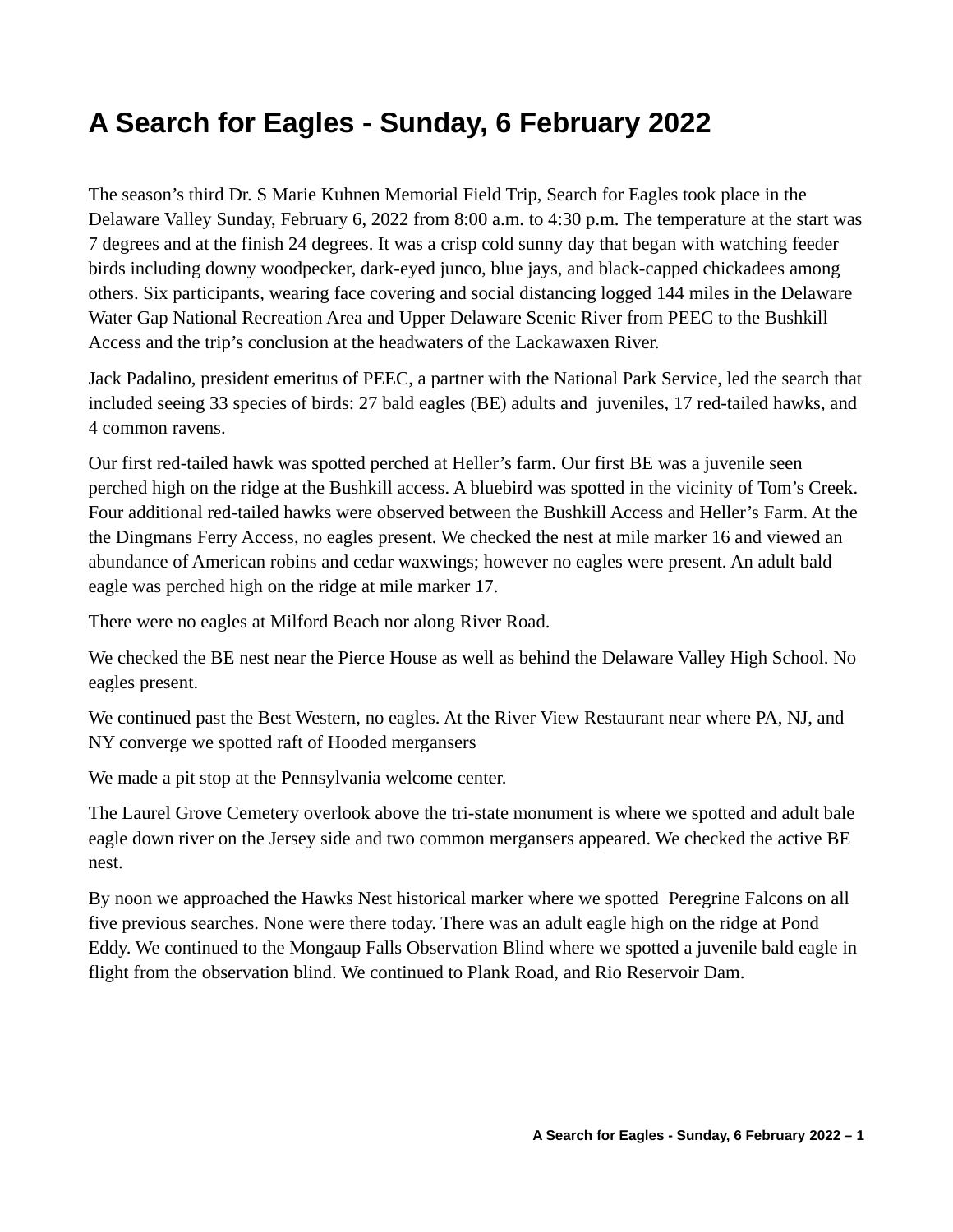# A Search for Eagles - Sunday, 6 February 2022

The season's third Dr. S Marie Kuhnen Memorial Field Trip, Search for Eagles took place in the Delaware Valley Sunday, February 6, 2022 from 8:00 a.m. to 4:30 p.m. The temperature at the start was 7 degrees and at the finish 24 degrees. It was a crisp cold sunny day that began with watching feeder birds including downy woodpecker, dark-eyed junco, blue jays, and black-capped chickadees among others. Six participants, wearing face covering and social distancing logged 144 miles in the Delaware Water Gap National Recreation Area and Upper Delaware Scenic River from PEEC to the Bushkill Access and the trip's conclusion at the headwaters of the Lackawaxen River.

Jack Padalino, president emeritus of PEEC, a partner with the National Park Service, led the search that included seeing 33 species of birds: 27 bald eagles (BE) adults and juveniles, 17 red-tailed hawks, and 4 common ravens.

Our first red-tailed hawk was spotted perched at Heller's farm. Our first BE was a juvenile seen perched high on the ridge at the Bushkill access. A bluebird was spotted in the vicinity of Tom's Creek. Four additional red-tailed hawks were observed between the Bushkill Access and Heller's Farm. At the the Dingmans Ferry Access, no eagles present. We checked the nest at mile marker 16 and viewed an abundance of American robins and cedar waxwings; however no eagles were present. An adult bald eagle was perched high on the ridge at mile marker 17.

There were no eagles at Milford Beach nor along River Road.

We checked the BE nest near the Pierce House as well as behind the Delaware Valley High School. No eagles present.

We continued past the Best Western, no eagles. At the River View Restaurant near where PA, NJ, and NY converge we spotted raft of Hooded mergansers

We made a pit stop at the Pennsylvania welcome center.

The Laurel Grove Cemetery overlook above the tri-state monument is where we spotted and adult bale eagle down river on the Jersey side and two common mergansers appeared. We checked the active BE nest.

By noon we approached the Hawks Nest historical marker where we spotted Peregrine Falcons on all five previous searches. None were there today. There was an adult eagle high on the ridge at Pond Eddy. We continued to the Mongaup Falls Observation Blind where we spotted a juvenile bald eagle in flight from the observation blind. We continued to Plank Road, and Rio Reservoir Dam.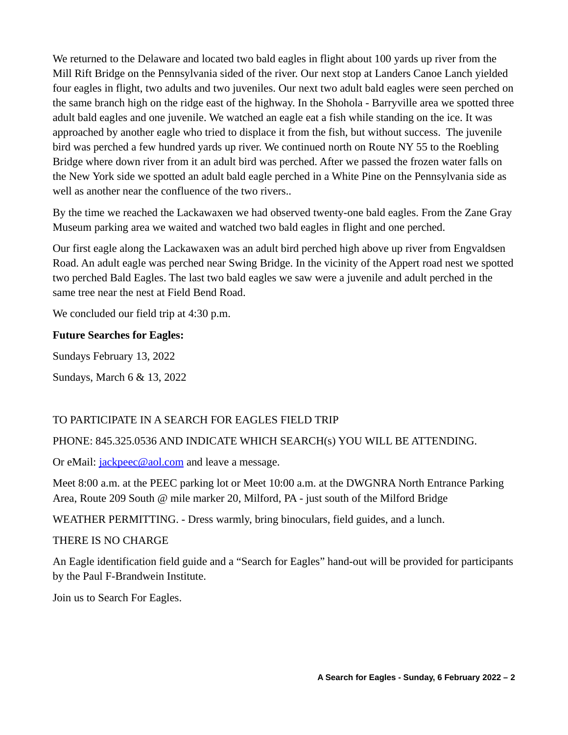We returned to the Delaware and located two bald eagles in flight about 100 yards up river from the Mill Rift Bridge on the Pennsylvania sided of the river. Our next stop at Landers Canoe Lanch yielded four eagles in flight, two adults and two juveniles. Our next two adult bald eagles were seen perched on the same branch high on the ridge east of the highway. In the Shohola - Barryville area we spotted three adult bald eagles and one juvenile. We watched an eagle eat a fish while standing on the ice. It was approached by another eagle who tried to displace it from the fish, but without success. The juvenile bird was perched a few hundred yards up river. We continued north on Route NY 55 to the Roebling Bridge where down river from it an adult bird was perched. After we passed the frozen water falls on the New York side we spotted an adult bald eagle perched in a White Pine on the Pennsylvania side as well as another near the confluence of the two rivers..

By the time we reached the Lackawaxen we had observed twenty-one bald eagles. From the Zane Gray Museum parking area we waited and watched two bald eagles in flight and one perched.

Our first eagle along the Lackawaxen was an adult bird perched high above up river from Engvaldsen Road. An adult eagle was perched near Swing Bridge. In the vicinity of the Appert road nest we spotted two perched Bald Eagles. The last two bald eagles we saw were a juvenile and adult perched in the same tree near the nest at Field Bend Road.

We concluded our field trip at 4:30 p.m.

**Future Searches for Eagles:**

Sundays February 13, 2022

Sundays, March 6 & 13, 2022

TO PARTICIPATE IN A SEARCH FOR EAGLES FIELD TRIP

PHONE: 845.325.0536 AND INDICATE WHICH SEARCH(s) YOU WILL BE ATTENDING.

Or eMail: [jackpeec@aol.com](mailto:jackpeec@aol.com) and leave a message.

Meet 8:00 a.m. at the PEEC parking lot or Meet 10:00 a.m. at the DWGNRA North Entrance Parking Area, Route 209 South @ mile marker 20, Milford, PA - just south of the Milford Bridge

WEATHER PERMITTING. - Dress warmly, bring binoculars, field guides, and a lunch.

THERE IS NO CHARGE

An Eagle identification field guide and a "Search for Eagles" hand-out will be provided for participants by the Paul F-Brandwein Institute.

Join us to Search For Eagles.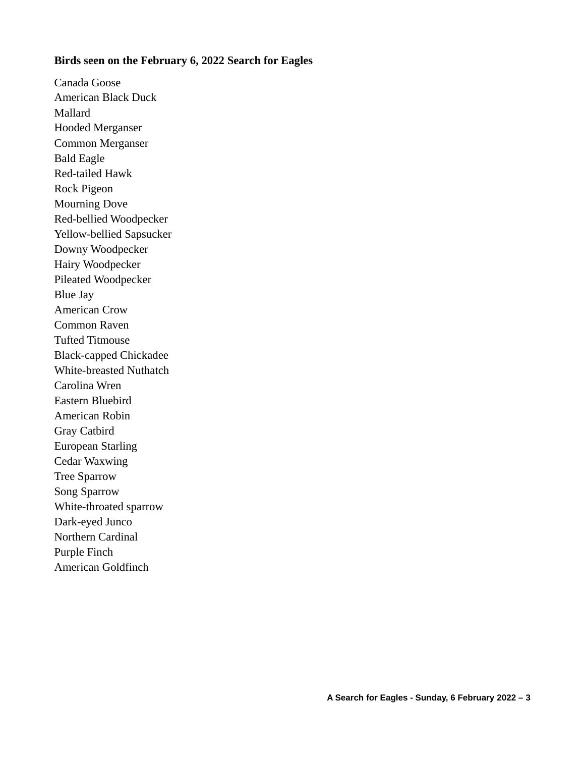**Birds seen on the February 6, 2022 Search for Eagles**

Canada Goose
American Black Duck
Mallard
Hooded Merganser
Common Merganser
Bald Eagle
Red-tailed Hawk
Rock Pigeon
Mourning Dove
Red-bellied Woodpecker
Yellow-bellied Sapsucker
Downy Woodpecker
Hairy Woodpecker
Pileated Woodpecker
Blue Jay
American Crow
Common Raven
Tufted Titmouse
Black-capped Chickadee
White-breasted Nuthatch
Carolina Wren
Eastern Bluebird
American Robin
Gray Catbird
European Starling
Cedar Waxwing
Tree Sparrow
Song Sparrow
White-throated sparrow
Dark-eyed Junco
Northern Cardinal
Purple Finch
American Goldfinch